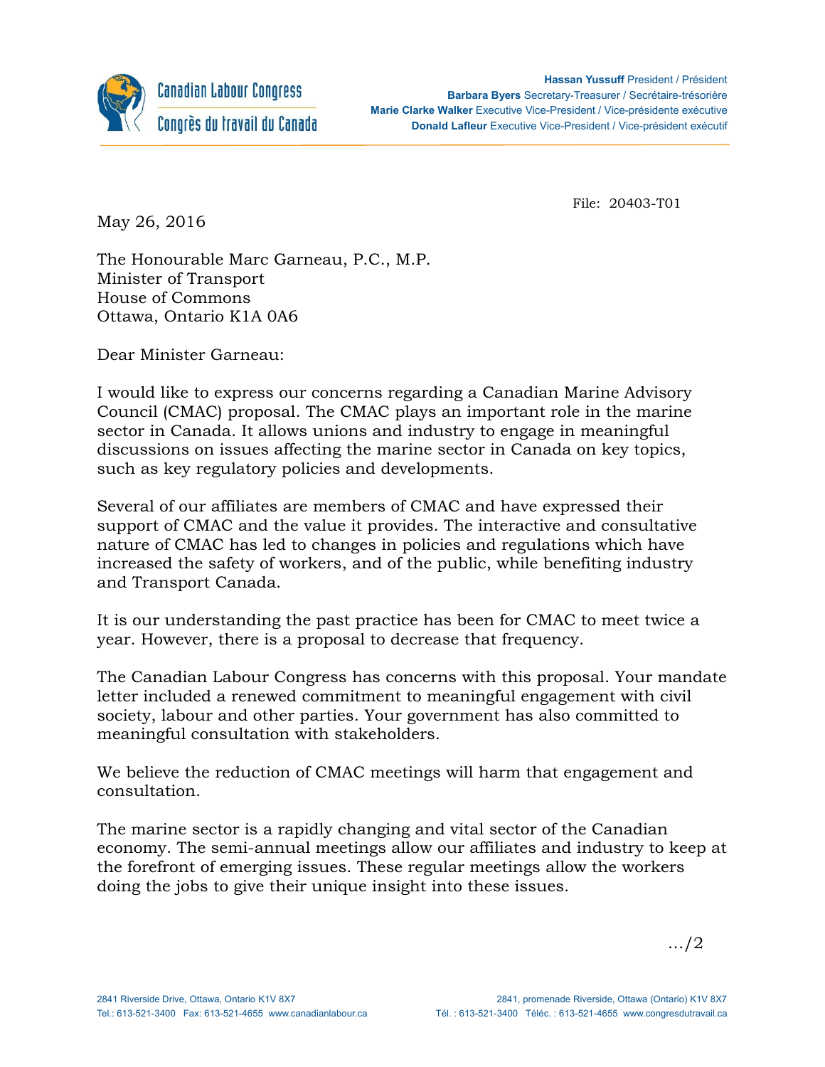Canadian Labour Congress
Congrès du travail du Canada

**Hassan Yussuff** President / Président
**Barbara Byers** Secretary-Treasurer / Secrétaire-trésorière
**Marie Clarke Walker** Executive Vice-President / Vice-présidente exécutive
**Donald Lafleur** Executive Vice-President / Vice-président exécutif

File: 20403-T01

May 26, 2016

The Honourable Marc Garneau, P.C., M.P.
Minister of Transport
House of Commons
Ottawa, Ontario K1A 0A6

Dear Minister Garneau:

I would like to express our concerns regarding a Canadian Marine Advisory Council (CMAC) proposal. The CMAC plays an important role in the marine sector in Canada. It allows unions and industry to engage in meaningful discussions on issues affecting the marine sector in Canada on key topics, such as key regulatory policies and developments.

Several of our affiliates are members of CMAC and have expressed their support of CMAC and the value it provides. The interactive and consultative nature of CMAC has led to changes in policies and regulations which have increased the safety of workers, and of the public, while benefiting industry and Transport Canada.

It is our understanding the past practice has been for CMAC to meet twice a year. However, there is a proposal to decrease that frequency.

The Canadian Labour Congress has concerns with this proposal. Your mandate letter included a renewed commitment to meaningful engagement with civil society, labour and other parties. Your government has also committed to meaningful consultation with stakeholders.

We believe the reduction of CMAC meetings will harm that engagement and consultation.

The marine sector is a rapidly changing and vital sector of the Canadian economy. The semi-annual meetings allow our affiliates and industry to keep at the forefront of emerging issues. These regular meetings allow the workers doing the jobs to give their unique insight into these issues.

…/2

2841 Riverside Drive, Ottawa, Ontario K1V 8X7
Tel.: 613-521-3400 Fax: 613-521-4655 www.canadianlabour.ca

2841, promenade Riverside, Ottawa (Ontario) K1V 8X7
Tél. : 613-521-3400 Téléc. : 613-521-4655 www.congresdutravail.ca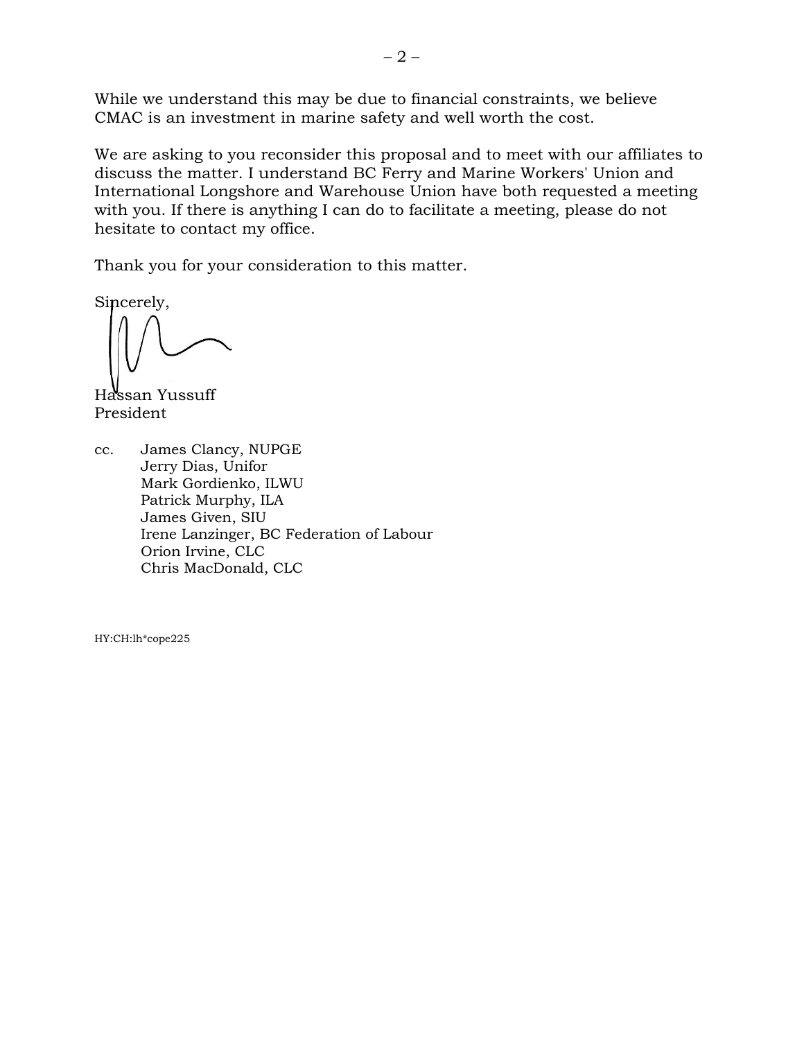While we understand this may be due to financial constraints, we believe CMAC is an investment in marine safety and well worth the cost.

We are asking to you reconsider this proposal and to meet with our affiliates to discuss the matter. I understand BC Ferry and Marine Workers' Union and International Longshore and Warehouse Union have both requested a meeting with you. If there is anything I can do to facilitate a meeting, please do not hesitate to contact my office.

Thank you for your consideration to this matter.

Sincerely,

Hassan Yussuff
President

cc. James Clancy, NUPGE
Jerry Dias, Unifor
Mark Gordienko, ILWU
Patrick Murphy, ILA
James Given, SIU
Irene Lanzinger, BC Federation of Labour
Orion Irvine, CLC
Chris MacDonald, CLC

HY:CH:lh*cope225